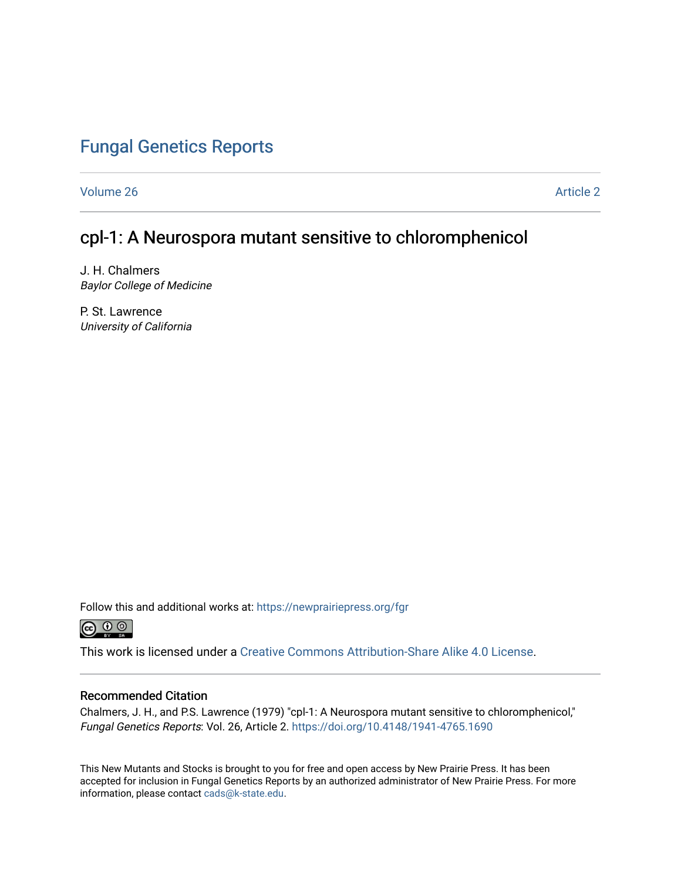# Fungal Genetics Reports

Volume 26 | Article 2

## cpl-1: A Neurospora mutant sensitive to chloromphenicol

J. H. Chalmers
*Baylor College of Medicine*

P. St. Lawrence
*University of California*

Follow this and additional works at: https://newprairiepress.org/fgr

This work is licensed under a Creative Commons Attribution-Share Alike 4.0 License.

### Recommended Citation

Chalmers, J. H., and P.S. Lawrence (1979) "cpl-1: A Neurospora mutant sensitive to chloromphenicol," *Fungal Genetics Reports*: Vol. 26, Article 2. https://doi.org/10.4148/1941-4765.1690

This New Mutants and Stocks is brought to you for free and open access by New Prairie Press. It has been accepted for inclusion in Fungal Genetics Reports by an authorized administrator of New Prairie Press. For more information, please contact cads@k-state.edu.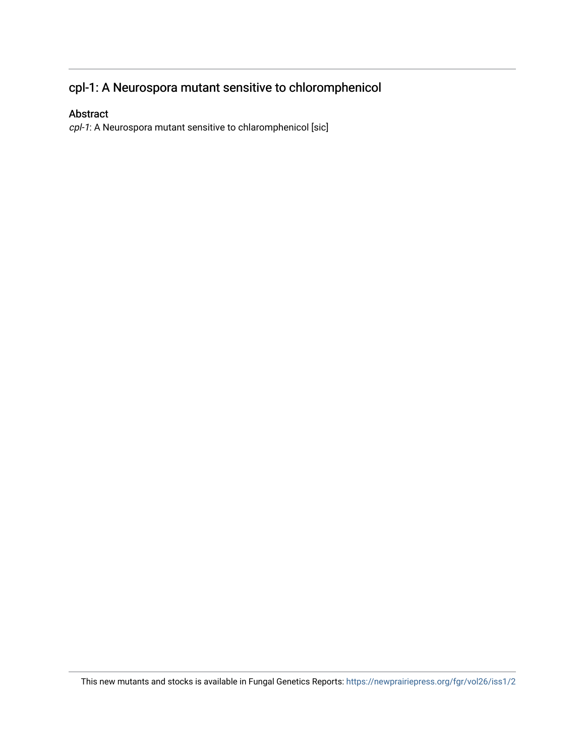## cpl-1: A Neurospora mutant sensitive to chloromphenicol

### Abstract

*cpl-1*: A Neurospora mutant sensitive to chlaromphenicol [sic]

This new mutants and stocks is available in Fungal Genetics Reports: https://newprairiepress.org/fgr/vol26/iss1/2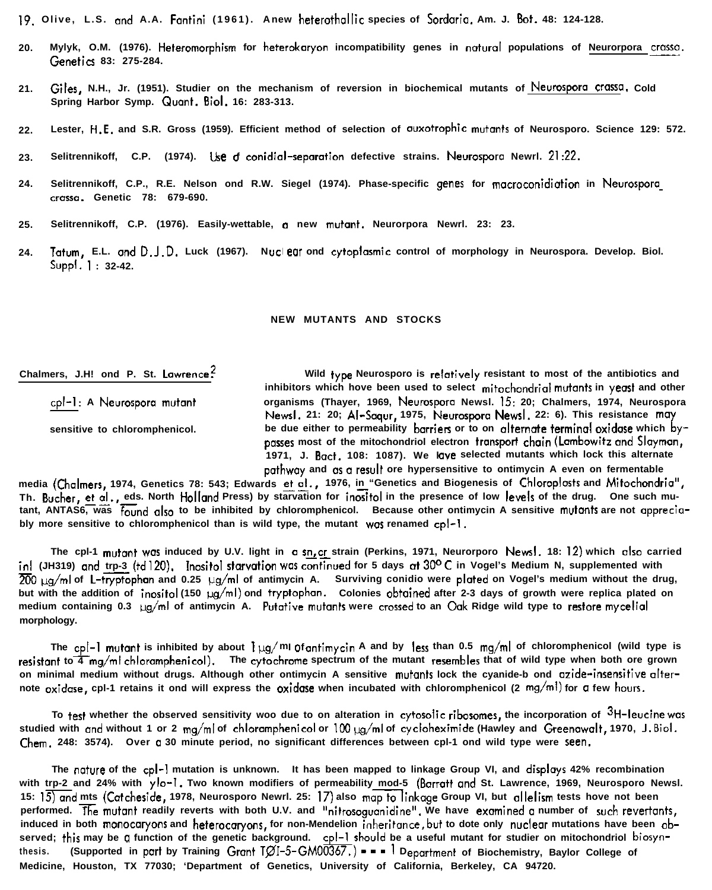19. Olive, L.S. and A.A. Fantini (1961). A new heterothallic species of Sordaria. Am. J. Bot. 48: 124-128.

20. Mylyk, O.M. (1976). Heteromorphism for heterokaryon incompatibility genes in natural populations of Neurorpora crassa. Genetics 83: 275-284.

21. Giles, N.H., Jr. (1951). Studier on the mechanism of reversion in biochemical mutants of Neurospora crassa. Cold Spring Harbor Symp. Quant. Biol. 16: 283-313.

22. Lester, H.E. and S.R. Gross (1959). Efficient method of selection of auxotrophic mutants of Neurosporo. Science 129: 572.

23. Selitrennikoff, C.P. (1974). Use of conidial-separation defective strains. Neurospora Newrl. 21:22.

24. Selitrennikoff, C.P., R.E. Nelson ond R.W. Siegel (1974). Phase-specific genes for macroconidiation in Neurospora crassa. Genetic 78: 679-690.

25. Selitrennikoff, C.P. (1976). Easily-wettable, a new mutant. Neurorpora Newrl. 23: 23.

24. Tatum, E.L. and D.J.D. Luck (1967). Nucl ear ond cytoplasmic control of morphology in Neurospora. Develop. Biol. Suppl. 1 : 32-42.

## NEW MUTANTS AND STOCKS

Chalmers, J.H! ond P. St. Lawrence.[2]

cpl-1: A Neurospora mutant sensitive to chlorophenicol.

Wild type Neurosporo is relatively resistant to most of the antibiotics and inhibitors which hove been used to select mitochondrial mutants in yeast and other organisms (Thayer, 1969, Neurosporo Newsl. 15: 20; Chalmers, 1974, Neurospora Newsl. 21: 20; Al-Saqur, 1975, Neurospora Newsl. 22: 6). This resistance may be due either to permeability barriers or to on alternate terminal oxidase which by-passes most of the mitochondriol electron transport chain (Lambowitz and Slayman, 1971, J. Bact. 108: 1087). We lave selected mutants which lock this alternate pathway and as a result ore hypersensitive to ontimycin A even on fermentable media (Chalmers, 1974, Genetics 78: 543; Edwards et al., 1976, in "Genetics and Biogenesis of Chloroplasts and Mitochondria", Th. Bucher, et al., eds. North Holland Press) by starvation for inositol in the presence of low levels of the drug. One such mutant, ANTAS6, was found also to be inhibited by chlorophenicol. Because other ontimycin A sensitive mutants are not appreciably more sensitive to chloromphenicol than is wild type, the mutant was renamed cpl-1.

The cpl-1 mutant was induced by U.V. light in a sn, cr strain (Perkins, 1971, Neurorporo Newsl. 18: 12) which also carried inl (JH319) and trp-3 (td120). Inositol starvation was continued for 5 days at 30° C in Vogel's Medium N, supplemented with 200 µg/ml of L-tryptophan and 0.25 µg/ml of antimycin A. Surviving conidio were plated on Vogel's medium without the drug, but with the addition of inositol (150 µg/ml) ond tryptophan. Colonies obtained after 2-3 days of growth were replica plated on medium containing 0.3 µg/ml of antimycin A. Putative mutants were crossed to an Oak Ridge wild type to restore mycelial morphology.

The cpl-1 mutant is inhibited by about 1 µg/ml of antimycin A and by less than 0.5 mg/ml of chloromphenicol (wild type is resistant to 4 mg/ml chloramphenicol). The cytochrome spectrum of the mutant resembles that of wild type when both ore grown on minimal medium without drugs. Although other ontimycin A sensitive mutants lock the cyanide-b ond azide-insensitive alternote oxidase, cpl-1 retains it ond will express the oxidase when incubated with chloromphenicol (2 mg/ml) for a few hours.

To test whether the observed sensitivity woo due to on alteration in cytosolic ribosomes, the incorporation of $^3$H-leucine was studied with and without 1 or 2 mg/ml of chloramphenicol or 100 µg/ml of cycloheximide (Hawley and Greenawalt, 1970, J. Biol. Chem. 248: 3574). Over a 30 minute period, no significant differences between cpl-1 ond wild type were seen.

The nature of the cpl-1 mutation is unknown. It has been mapped to linkage Group VI, and displays 42% recombination with trp-2 and 24% with ylo-1. Two known modifiers of permeability mod-5 (Barratt and St. Lawrence, 1969, Neurosporo Newsl. 15: 15) and mts (Catcheside, 1978, Neurosporo Newrl. 25: 17) also map to linkage Group VI, but allelism tests hove not been performed. The mutant readily reverts with both U.V. and "nitrosoguanidine". We have examined a number of such revertants, induced in both monocaryons and heterocaryons, for non-Mendelion inheritance, but to dote only nuclear mutations have been observed; this may be a function of the genetic background. cpl-1 should be a useful mutant for studier on mitochondrial biosynthesis. (Supported in part by Training Grant TØ1-5-GM00367.) - - - [1] Department of Biochemistry, Baylor College of Medicine, Houston, TX 77030; [2] Department of Genetics, University of California, Berkeley, CA 94720.